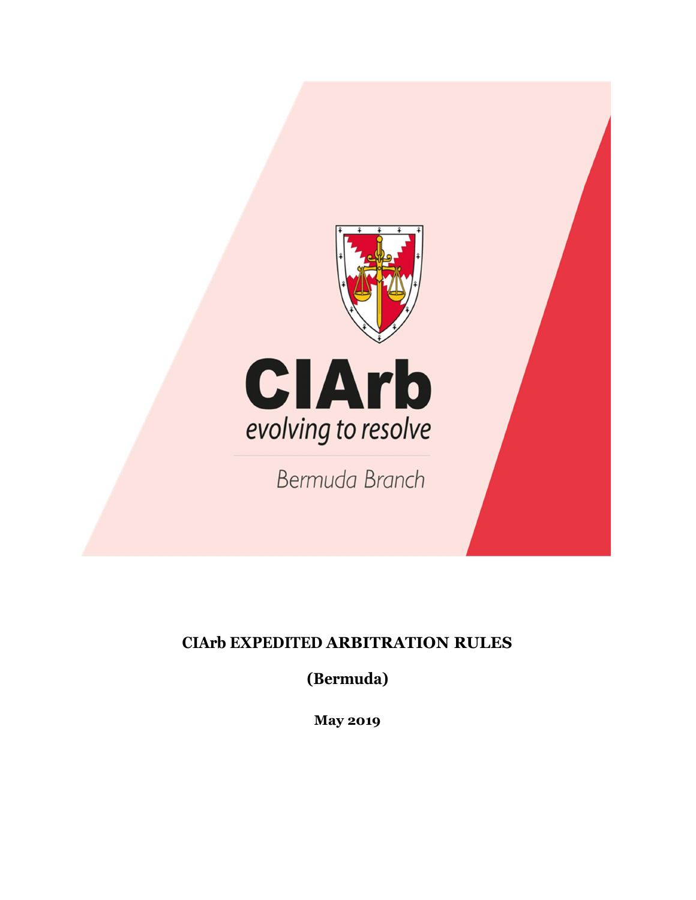CIArb

evolving to resolve

Bermuda Branch

# CIArb EXPEDITED ARBITRATION RULES

## (Bermuda)

**May 2019**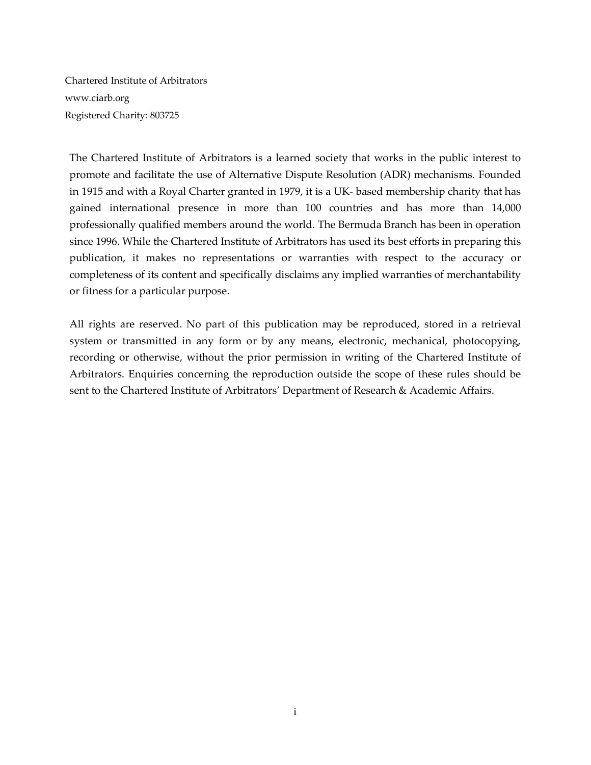Chartered Institute of Arbitrators
www.ciarb.org
Registered Charity: 803725

The Chartered Institute of Arbitrators is a learned society that works in the public interest to promote and facilitate the use of Alternative Dispute Resolution (ADR) mechanisms. Founded in 1915 and with a Royal Charter granted in 1979, it is a UK- based membership charity that has gained international presence in more than 100 countries and has more than 14,000 professionally qualified members around the world. The Bermuda Branch has been in operation since 1996. While the Chartered Institute of Arbitrators has used its best efforts in preparing this publication, it makes no representations or warranties with respect to the accuracy or completeness of its content and specifically disclaims any implied warranties of merchantability or fitness for a particular purpose.

All rights are reserved. No part of this publication may be reproduced, stored in a retrieval system or transmitted in any form or by any means, electronic, mechanical, photocopying, recording or otherwise, without the prior permission in writing of the Chartered Institute of Arbitrators. Enquiries concerning the reproduction outside the scope of these rules should be sent to the Chartered Institute of Arbitrators' Department of Research & Academic Affairs.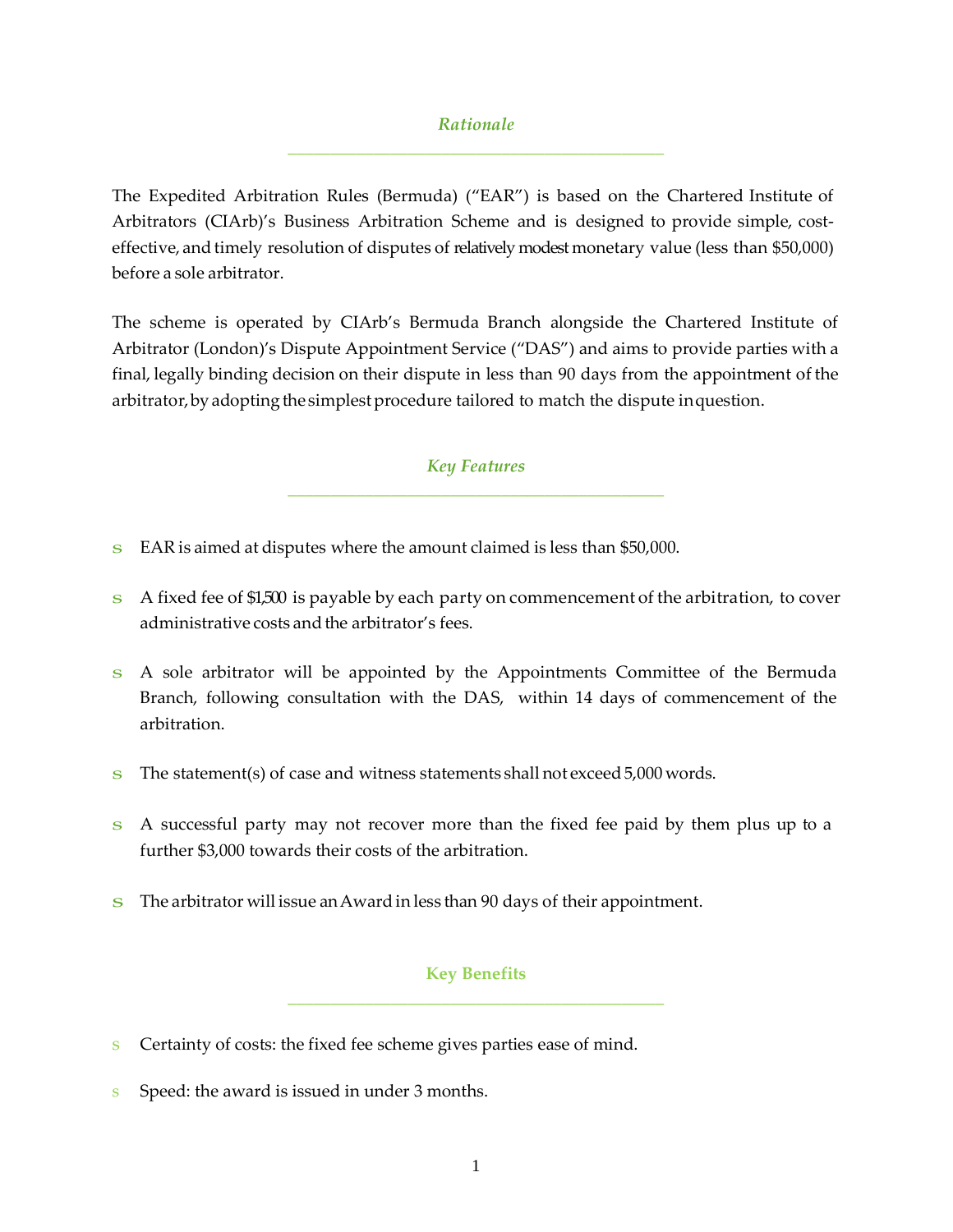## *Rationale*

The Expedited Arbitration Rules (Bermuda) ("EAR") is based on the Chartered Institute of Arbitrators (CIArb)'s Business Arbitration Scheme and is designed to provide simple, cost-effective, and timely resolution of disputes of relatively modest monetary value (less than $50,000) before a sole arbitrator.

The scheme is operated by CIArb's Bermuda Branch alongside the Chartered Institute of Arbitrator (London)'s Dispute Appointment Service ("DAS") and aims to provide parties with a final, legally binding decision on their dispute in less than 90 days from the appointment of the arbitrator, by adopting the simplest procedure tailored to match the dispute in question.

## *Key Features*

- EAR is aimed at disputes where the amount claimed is less than $50,000.
- A fixed fee of $1,500 is payable by each party on commencement of the arbitration, to cover administrative costs and the arbitrator's fees.
- A sole arbitrator will be appointed by the Appointments Committee of the Bermuda Branch, following consultation with the DAS, within 14 days of commencement of the arbitration.
- The statement(s) of case and witness statements shall not exceed 5,000 words.
- A successful party may not recover more than the fixed fee paid by them plus up to a further $3,000 towards their costs of the arbitration.
- The arbitrator will issue an Award in less than 90 days of their appointment.

## Key Benefits

- Certainty of costs: the fixed fee scheme gives parties ease of mind.
- Speed: the award is issued in under 3 months.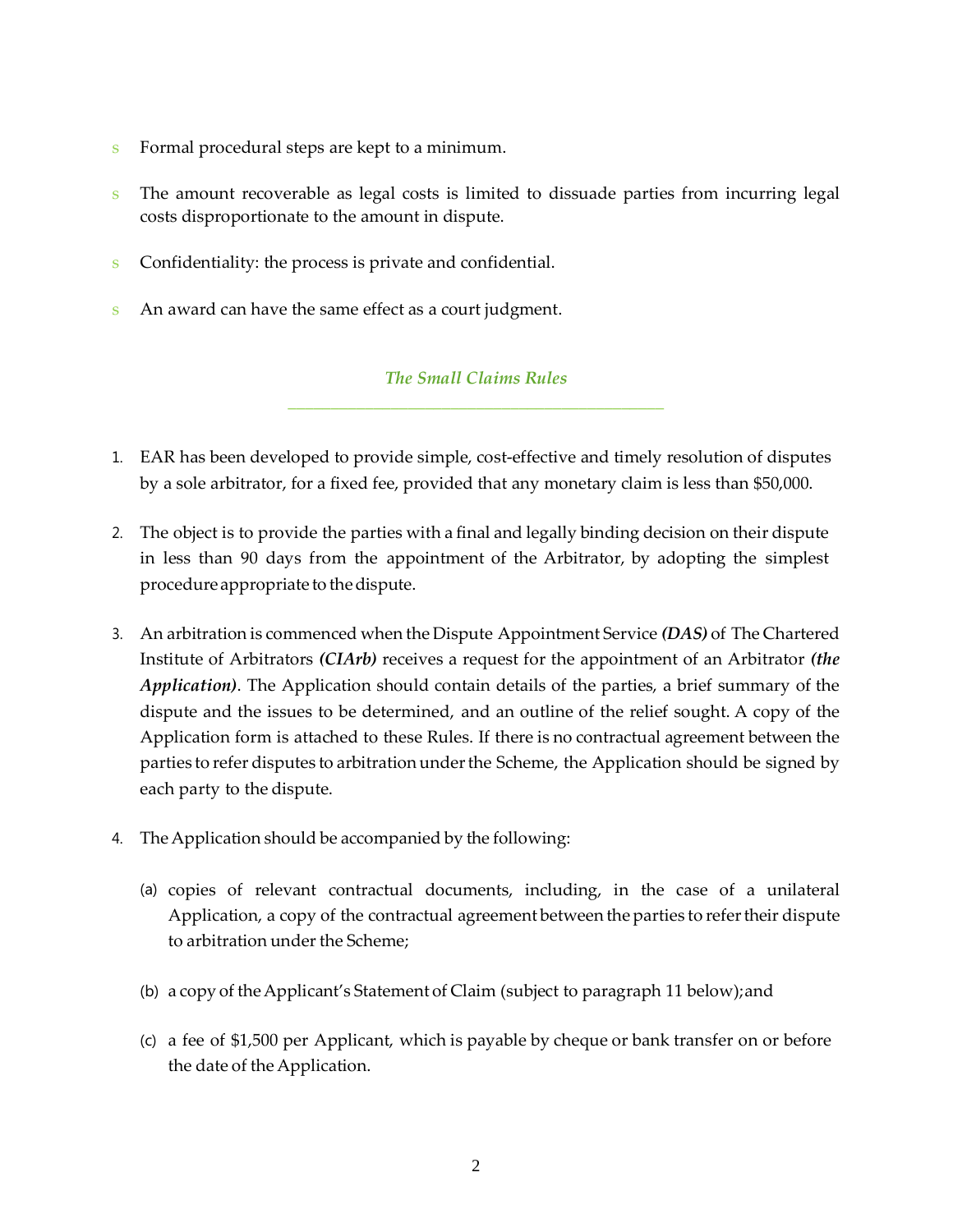- Formal procedural steps are kept to a minimum.
- The amount recoverable as legal costs is limited to dissuade parties from incurring legal costs disproportionate to the amount in dispute.
- Confidentiality: the process is private and confidential.
- An award can have the same effect as a court judgment.

## *The Small Claims Rules*

1. EAR has been developed to provide simple, cost-effective and timely resolution of disputes by a sole arbitrator, for a fixed fee, provided that any monetary claim is less than $50,000.

2. The object is to provide the parties with a final and legally binding decision on their dispute in less than 90 days from the appointment of the Arbitrator, by adopting the simplest procedure appropriate to the dispute.

3. An arbitration is commenced when the Dispute Appointment Service ***(DAS)*** of The Chartered Institute of Arbitrators ***(CIArb)*** receives a request for the appointment of an Arbitrator ***(the Application)***. The Application should contain details of the parties, a brief summary of the dispute and the issues to be determined, and an outline of the relief sought. A copy of the Application form is attached to these Rules. If there is no contractual agreement between the parties to refer disputes to arbitration under the Scheme, the Application should be signed by each party to the dispute.

4. The Application should be accompanied by the following:

   (a) copies of relevant contractual documents, including, in the case of a unilateral Application, a copy of the contractual agreement between the parties to refer their dispute to arbitration under the Scheme;

   (b) a copy of the Applicant's Statement of Claim (subject to paragraph 11 below); and

   (c) a fee of $1,500 per Applicant, which is payable by cheque or bank transfer on or before the date of the Application.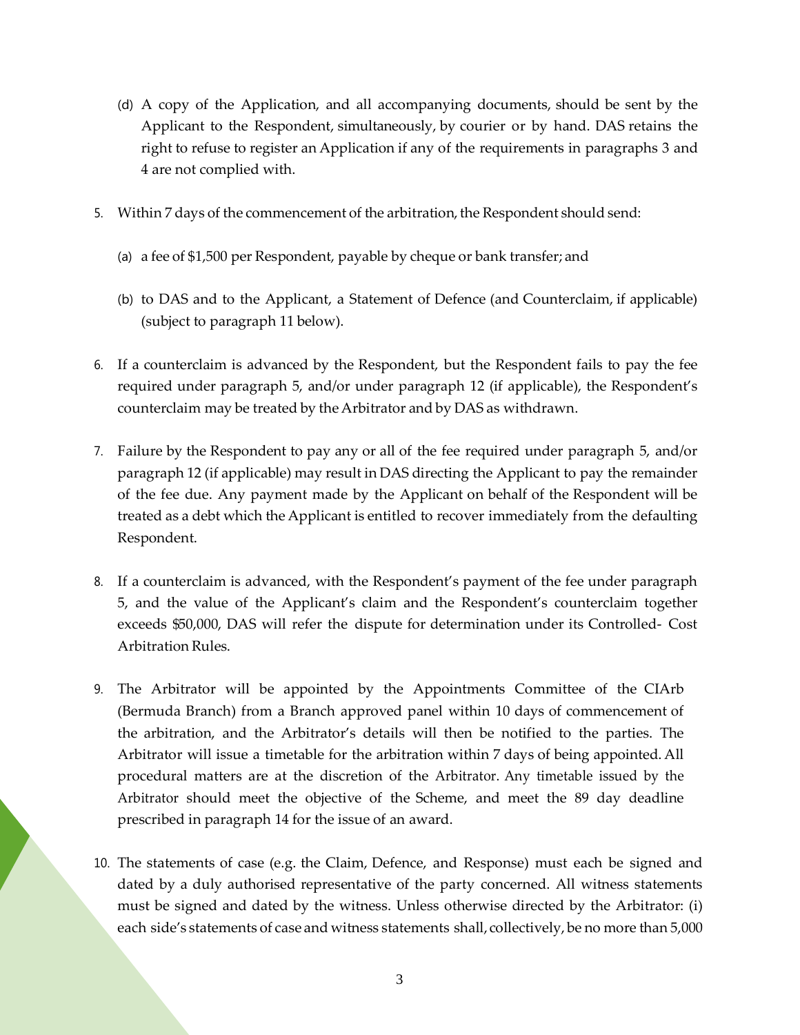(d) A copy of the Application, and all accompanying documents, should be sent by the Applicant to the Respondent, simultaneously, by courier or by hand. DAS retains the right to refuse to register an Application if any of the requirements in paragraphs 3 and 4 are not complied with.

5. Within 7 days of the commencement of the arbitration, the Respondent should send:

   (a) a fee of $1,500 per Respondent, payable by cheque or bank transfer; and

   (b) to DAS and to the Applicant, a Statement of Defence (and Counterclaim, if applicable) (subject to paragraph 11 below).

6. If a counterclaim is advanced by the Respondent, but the Respondent fails to pay the fee required under paragraph 5, and/or under paragraph 12 (if applicable), the Respondent's counterclaim may be treated by the Arbitrator and by DAS as withdrawn.

7. Failure by the Respondent to pay any or all of the fee required under paragraph 5, and/or paragraph 12 (if applicable) may result in DAS directing the Applicant to pay the remainder of the fee due. Any payment made by the Applicant on behalf of the Respondent will be treated as a debt which the Applicant is entitled to recover immediately from the defaulting Respondent.

8. If a counterclaim is advanced, with the Respondent's payment of the fee under paragraph 5, and the value of the Applicant's claim and the Respondent's counterclaim together exceeds $50,000, DAS will refer the dispute for determination under its Controlled- Cost Arbitration Rules.

9. The Arbitrator will be appointed by the Appointments Committee of the CIArb (Bermuda Branch) from a Branch approved panel within 10 days of commencement of the arbitration, and the Arbitrator's details will then be notified to the parties. The Arbitrator will issue a timetable for the arbitration within 7 days of being appointed. All procedural matters are at the discretion of the Arbitrator. Any timetable issued by the Arbitrator should meet the objective of the Scheme, and meet the 89 day deadline prescribed in paragraph 14 for the issue of an award.

10. The statements of case (e.g. the Claim, Defence, and Response) must each be signed and dated by a duly authorised representative of the party concerned. All witness statements must be signed and dated by the witness. Unless otherwise directed by the Arbitrator: (i) each side's statements of case and witness statements shall, collectively, be no more than 5,000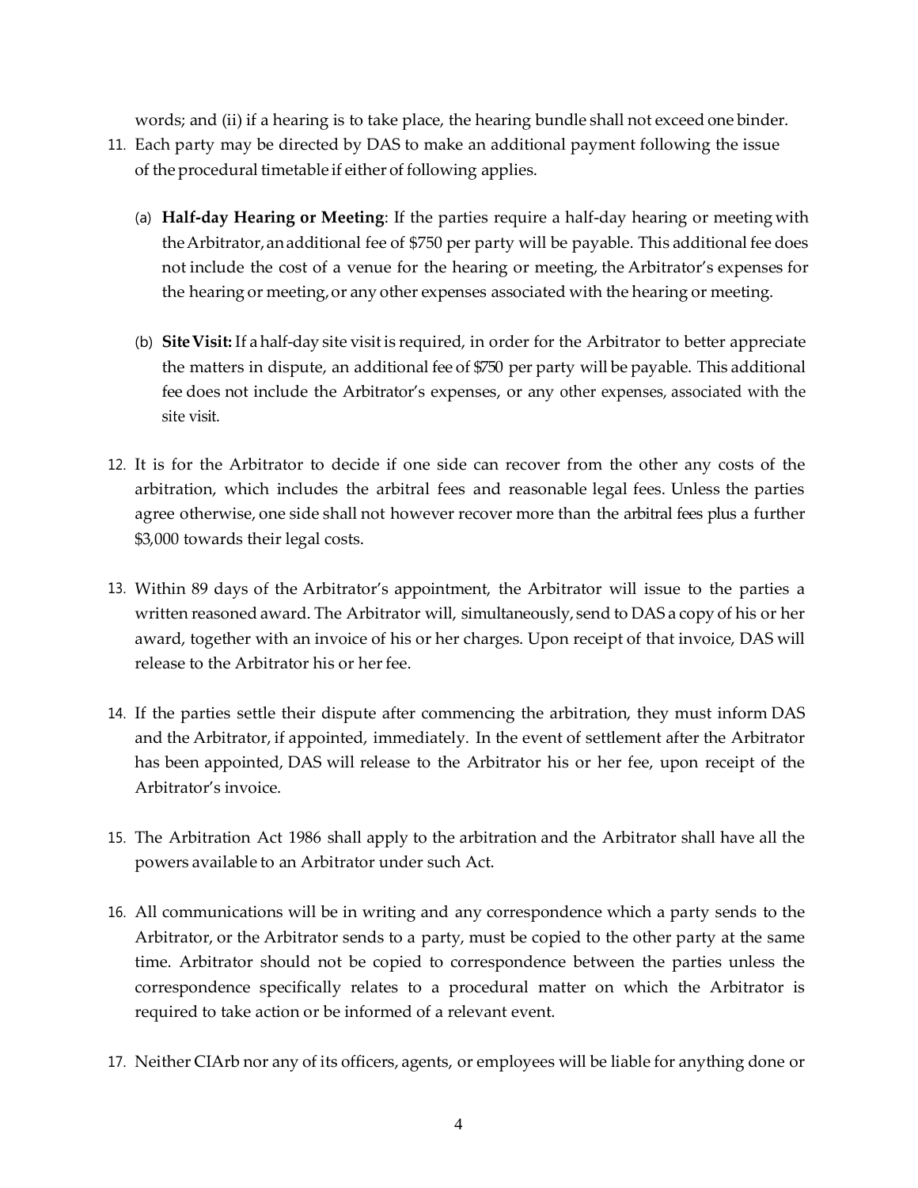words; and (ii) if a hearing is to take place, the hearing bundle shall not exceed one binder.

11. Each party may be directed by DAS to make an additional payment following the issue of the procedural timetable if either of following applies.

    (a) **Half-day Hearing or Meeting**: If the parties require a half-day hearing or meeting with the Arbitrator, an additional fee of $750 per party will be payable. This additional fee does not include the cost of a venue for the hearing or meeting, the Arbitrator's expenses for the hearing or meeting, or any other expenses associated with the hearing or meeting.

    (b) **Site Visit:** If a half-day site visit is required, in order for the Arbitrator to better appreciate the matters in dispute, an additional fee of $750 per party will be payable. This additional fee does not include the Arbitrator's expenses, or any other expenses, associated with the site visit.

12. It is for the Arbitrator to decide if one side can recover from the other any costs of the arbitration, which includes the arbitral fees and reasonable legal fees. Unless the parties agree otherwise, one side shall not however recover more than the arbitral fees plus a further $3,000 towards their legal costs.

13. Within 89 days of the Arbitrator's appointment, the Arbitrator will issue to the parties a written reasoned award. The Arbitrator will, simultaneously, send to DAS a copy of his or her award, together with an invoice of his or her charges. Upon receipt of that invoice, DAS will release to the Arbitrator his or her fee.

14. If the parties settle their dispute after commencing the arbitration, they must inform DAS and the Arbitrator, if appointed, immediately. In the event of settlement after the Arbitrator has been appointed, DAS will release to the Arbitrator his or her fee, upon receipt of the Arbitrator's invoice.

15. The Arbitration Act 1986 shall apply to the arbitration and the Arbitrator shall have all the powers available to an Arbitrator under such Act.

16. All communications will be in writing and any correspondence which a party sends to the Arbitrator, or the Arbitrator sends to a party, must be copied to the other party at the same time. Arbitrator should not be copied to correspondence between the parties unless the correspondence specifically relates to a procedural matter on which the Arbitrator is required to take action or be informed of a relevant event.

17. Neither CIArb nor any of its officers, agents, or employees will be liable for anything done or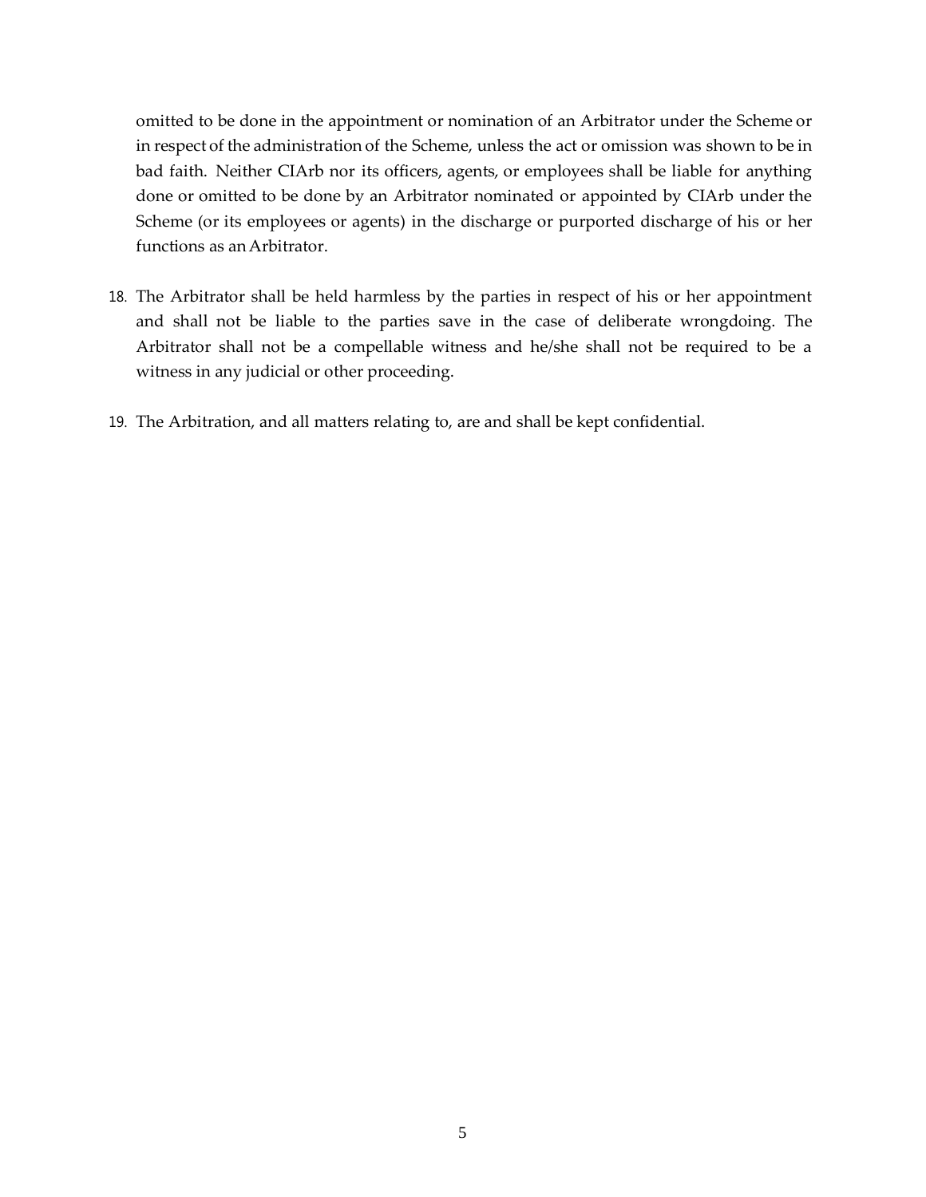omitted to be done in the appointment or nomination of an Arbitrator under the Scheme or in respect of the administration of the Scheme, unless the act or omission was shown to be in bad faith. Neither CIArb nor its officers, agents, or employees shall be liable for anything done or omitted to be done by an Arbitrator nominated or appointed by CIArb under the Scheme (or its employees or agents) in the discharge or purported discharge of his or her functions as an Arbitrator.

18. The Arbitrator shall be held harmless by the parties in respect of his or her appointment and shall not be liable to the parties save in the case of deliberate wrongdoing. The Arbitrator shall not be a compellable witness and he/she shall not be required to be a witness in any judicial or other proceeding.

19. The Arbitration, and all matters relating to, are and shall be kept confidential.